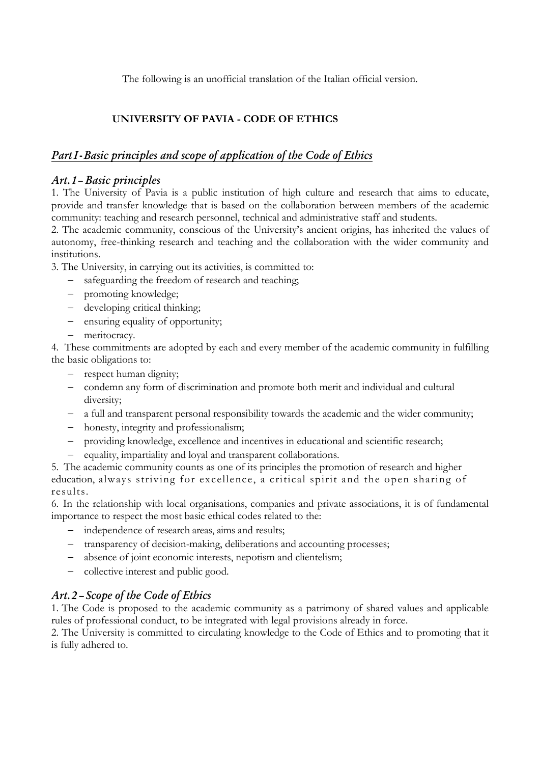The following is an unofficial translation of the Italian official version.

# UNIVERSITY OF PAVIA - CODE OF ETHICS

## *Part I - Basic principles and scope of application of the Code of Ethics*

### *Art. 1 – Basic principles*

1. The University of Pavia is a public institution of high culture and research that aims to educate, provide and transfer knowledge that is based on the collaboration between members of the academic community: teaching and research personnel, technical and administrative staff and students.

2. The academic community, conscious of the University's ancient origins, has inherited the values of autonomy, free-thinking research and teaching and the collaboration with the wider community and institutions.

3. The University, in carrying out its activities, is committed to:

- safeguarding the freedom of research and teaching;
- promoting knowledge;
- developing critical thinking;
- ensuring equality of opportunity;
- meritocracy.

4. These commitments are adopted by each and every member of the academic community in fulfilling the basic obligations to:

- respect human dignity;
- condemn any form of discrimination and promote both merit and individual and cultural diversity;
- a full and transparent personal responsibility towards the academic and the wider community;
- honesty, integrity and professionalism;
- providing knowledge, excellence and incentives in educational and scientific research;
- equality, impartiality and loyal and transparent collaborations.

5. The academic community counts as one of its principles the promotion of research and higher education, always striving for excellence, a critical spirit and the open sharing of results.

6. In the relationship with local organisations, companies and private associations, it is of fundamental importance to respect the most basic ethical codes related to the:

- independence of research areas, aims and results;
- transparency of decision-making, deliberations and accounting processes;
- absence of joint economic interests, nepotism and clientelism;
- collective interest and public good.

### *Art. 2 – Scope of the Code of Ethics*

1. The Code is proposed to the academic community as a patrimony of shared values and applicable rules of professional conduct, to be integrated with legal provisions already in force.

2. The University is committed to circulating knowledge to the Code of Ethics and to promoting that it is fully adhered to.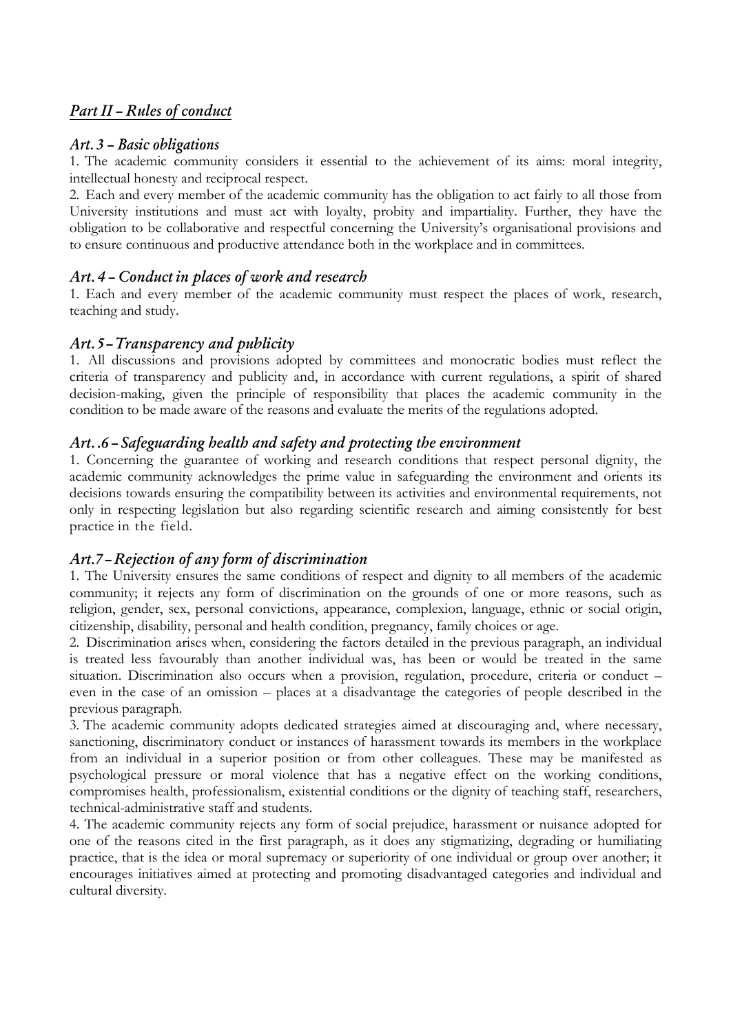## *Part II – Rules of conduct*

### *Art. 3 – Basic obligations*

1. The academic community considers it essential to the achievement of its aims: moral integrity, intellectual honesty and reciprocal respect.

2. Each and every member of the academic community has the obligation to act fairly to all those from University institutions and must act with loyalty, probity and impartiality. Further, they have the obligation to be collaborative and respectful concerning the University's organisational provisions and to ensure continuous and productive attendance both in the workplace and in committees.

### *Art. 4 – Conduct in places of work and research*

1. Each and every member of the academic community must respect the places of work, research, teaching and study.

### *Art. 5 – Transparency and publicity*

1. All discussions and provisions adopted by committees and monocratic bodies must reflect the criteria of transparency and publicity and, in accordance with current regulations, a spirit of shared decision-making, given the principle of responsibility that places the academic community in the condition to be made aware of the reasons and evaluate the merits of the regulations adopted.

### *Art. .6 – Safeguarding health and safety and protecting the environment*

1. Concerning the guarantee of working and research conditions that respect personal dignity, the academic community acknowledges the prime value in safeguarding the environment and orients its decisions towards ensuring the compatibility between its activities and environmental requirements, not only in respecting legislation but also regarding scientific research and aiming consistently for best practice in the field.

### *Art.7 – Rejection of any form of discrimination*

1. The University ensures the same conditions of respect and dignity to all members of the academic community; it rejects any form of discrimination on the grounds of one or more reasons, such as religion, gender, sex, personal convictions, appearance, complexion, language, ethnic or social origin, citizenship, disability, personal and health condition, pregnancy, family choices or age.

2. Discrimination arises when, considering the factors detailed in the previous paragraph, an individual is treated less favourably than another individual was, has been or would be treated in the same situation. Discrimination also occurs when a provision, regulation, procedure, criteria or conduct – even in the case of an omission – places at a disadvantage the categories of people described in the previous paragraph.

3. The academic community adopts dedicated strategies aimed at discouraging and, where necessary, sanctioning, discriminatory conduct or instances of harassment towards its members in the workplace from an individual in a superior position or from other colleagues. These may be manifested as psychological pressure or moral violence that has a negative effect on the working conditions, compromises health, professionalism, existential conditions or the dignity of teaching staff, researchers, technical-administrative staff and students.

4. The academic community rejects any form of social prejudice, harassment or nuisance adopted for one of the reasons cited in the first paragraph, as it does any stigmatizing, degrading or humiliating practice, that is the idea or moral supremacy or superiority of one individual or group over another; it encourages initiatives aimed at protecting and promoting disadvantaged categories and individual and cultural diversity.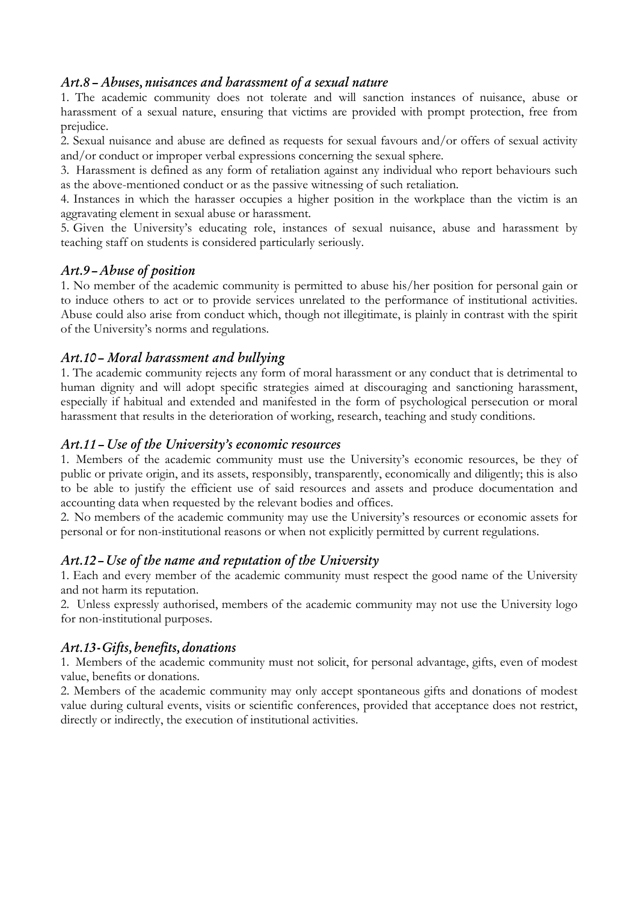### *Art.8 – Abuses, nuisances and harassment of a sexual nature*

1. The academic community does not tolerate and will sanction instances of nuisance, abuse or harassment of a sexual nature, ensuring that victims are provided with prompt protection, free from prejudice.
2. Sexual nuisance and abuse are defined as requests for sexual favours and/or offers of sexual activity and/or conduct or improper verbal expressions concerning the sexual sphere.
3. Harassment is defined as any form of retaliation against any individual who report behaviours such as the above-mentioned conduct or as the passive witnessing of such retaliation.
4. Instances in which the harasser occupies a higher position in the workplace than the victim is an aggravating element in sexual abuse or harassment.
5. Given the University's educating role, instances of sexual nuisance, abuse and harassment by teaching staff on students is considered particularly seriously.

### *Art.9 – Abuse of position*

1. No member of the academic community is permitted to abuse his/her position for personal gain or to induce others to act or to provide services unrelated to the performance of institutional activities. Abuse could also arise from conduct which, though not illegitimate, is plainly in contrast with the spirit of the University's norms and regulations.

### *Art.10 – Moral harassment and bullying*

1. The academic community rejects any form of moral harassment or any conduct that is detrimental to human dignity and will adopt specific strategies aimed at discouraging and sanctioning harassment, especially if habitual and extended and manifested in the form of psychological persecution or moral harassment that results in the deterioration of working, research, teaching and study conditions.

### *Art.11 – Use of the University's economic resources*

1. Members of the academic community must use the University's economic resources, be they of public or private origin, and its assets, responsibly, transparently, economically and diligently; this is also to be able to justify the efficient use of said resources and assets and produce documentation and accounting data when requested by the relevant bodies and offices.
2. No members of the academic community may use the University's resources or economic assets for personal or for non-institutional reasons or when not explicitly permitted by current regulations.

### *Art.12 – Use of the name and reputation of the University*

1. Each and every member of the academic community must respect the good name of the University and not harm its reputation.
2. Unless expressly authorised, members of the academic community may not use the University logo for non-institutional purposes.

### *Art.13 - Gifts, benefits, donations*

1. Members of the academic community must not solicit, for personal advantage, gifts, even of modest value, benefits or donations.
2. Members of the academic community may only accept spontaneous gifts and donations of modest value during cultural events, visits or scientific conferences, provided that acceptance does not restrict, directly or indirectly, the execution of institutional activities.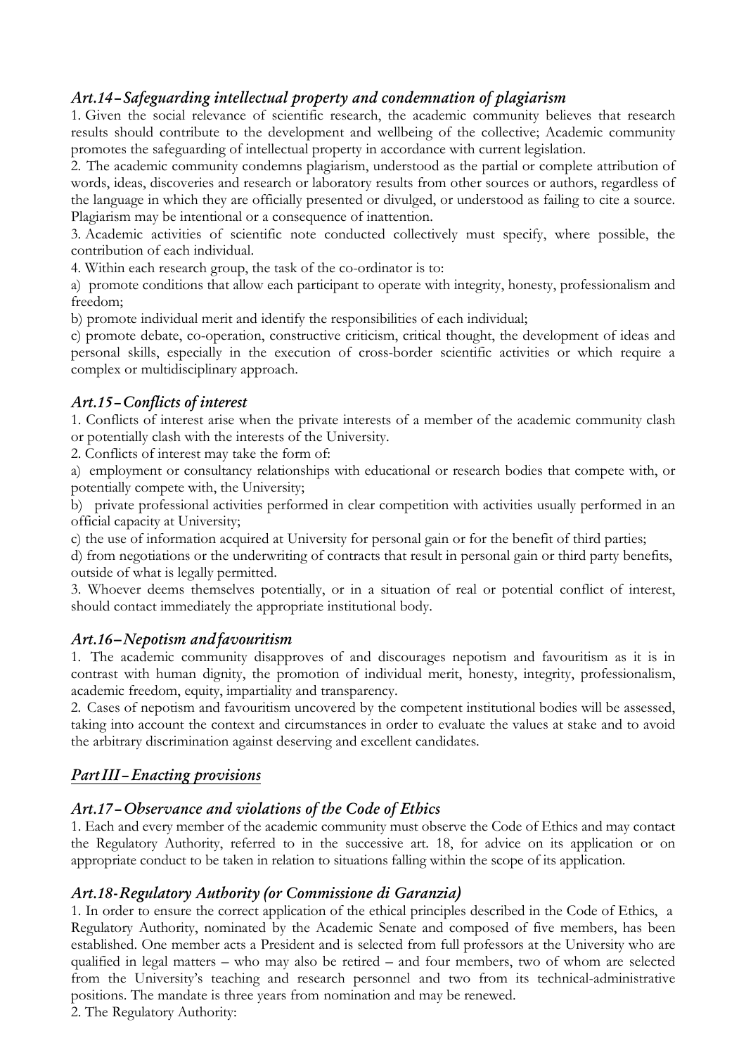### *Art.14 – Safeguarding intellectual property and condemnation of plagiarism*

1. Given the social relevance of scientific research, the academic community believes that research results should contribute to the development and wellbeing of the collective; Academic community promotes the safeguarding of intellectual property in accordance with current legislation.

2. The academic community condemns plagiarism, understood as the partial or complete attribution of words, ideas, discoveries and research or laboratory results from other sources or authors, regardless of the language in which they are officially presented or divulged, or understood as failing to cite a source. Plagiarism may be intentional or a consequence of inattention.

3. Academic activities of scientific note conducted collectively must specify, where possible, the contribution of each individual.

4. Within each research group, the task of the co-ordinator is to:

a) promote conditions that allow each participant to operate with integrity, honesty, professionalism and freedom;

b) promote individual merit and identify the responsibilities of each individual;

c) promote debate, co-operation, constructive criticism, critical thought, the development of ideas and personal skills, especially in the execution of cross-border scientific activities or which require a complex or multidisciplinary approach.

### *Art.15 – Conflicts of interest*

1. Conflicts of interest arise when the private interests of a member of the academic community clash or potentially clash with the interests of the University.

2. Conflicts of interest may take the form of:

a) employment or consultancy relationships with educational or research bodies that compete with, or potentially compete with, the University;

b) private professional activities performed in clear competition with activities usually performed in an official capacity at University;

c) the use of information acquired at University for personal gain or for the benefit of third parties;

d) from negotiations or the underwriting of contracts that result in personal gain or third party benefits, outside of what is legally permitted.

3. Whoever deems themselves potentially, or in a situation of real or potential conflict of interest, should contact immediately the appropriate institutional body.

### *Art.16 – Nepotism and favouritism*

1. The academic community disapproves of and discourages nepotism and favouritism as it is in contrast with human dignity, the promotion of individual merit, honesty, integrity, professionalism, academic freedom, equity, impartiality and transparency.

2. Cases of nepotism and favouritism uncovered by the competent institutional bodies will be assessed, taking into account the context and circumstances in order to evaluate the values at stake and to avoid the arbitrary discrimination against deserving and excellent candidates.

## *Part III – Enacting provisions*

### *Art.17 – Observance and violations of the Code of Ethics*

1. Each and every member of the academic community must observe the Code of Ethics and may contact the Regulatory Authority, referred to in the successive art. 18, for advice on its application or on appropriate conduct to be taken in relation to situations falling within the scope of its application.

### *Art.18 - Regulatory Authority (or Commissione di Garanzia)*

1. In order to ensure the correct application of the ethical principles described in the Code of Ethics, a Regulatory Authority, nominated by the Academic Senate and composed of five members, has been established. One member acts a President and is selected from full professors at the University who are qualified in legal matters – who may also be retired – and four members, two of whom are selected from the University's teaching and research personnel and two from its technical-administrative positions. The mandate is three years from nomination and may be renewed.

2. The Regulatory Authority: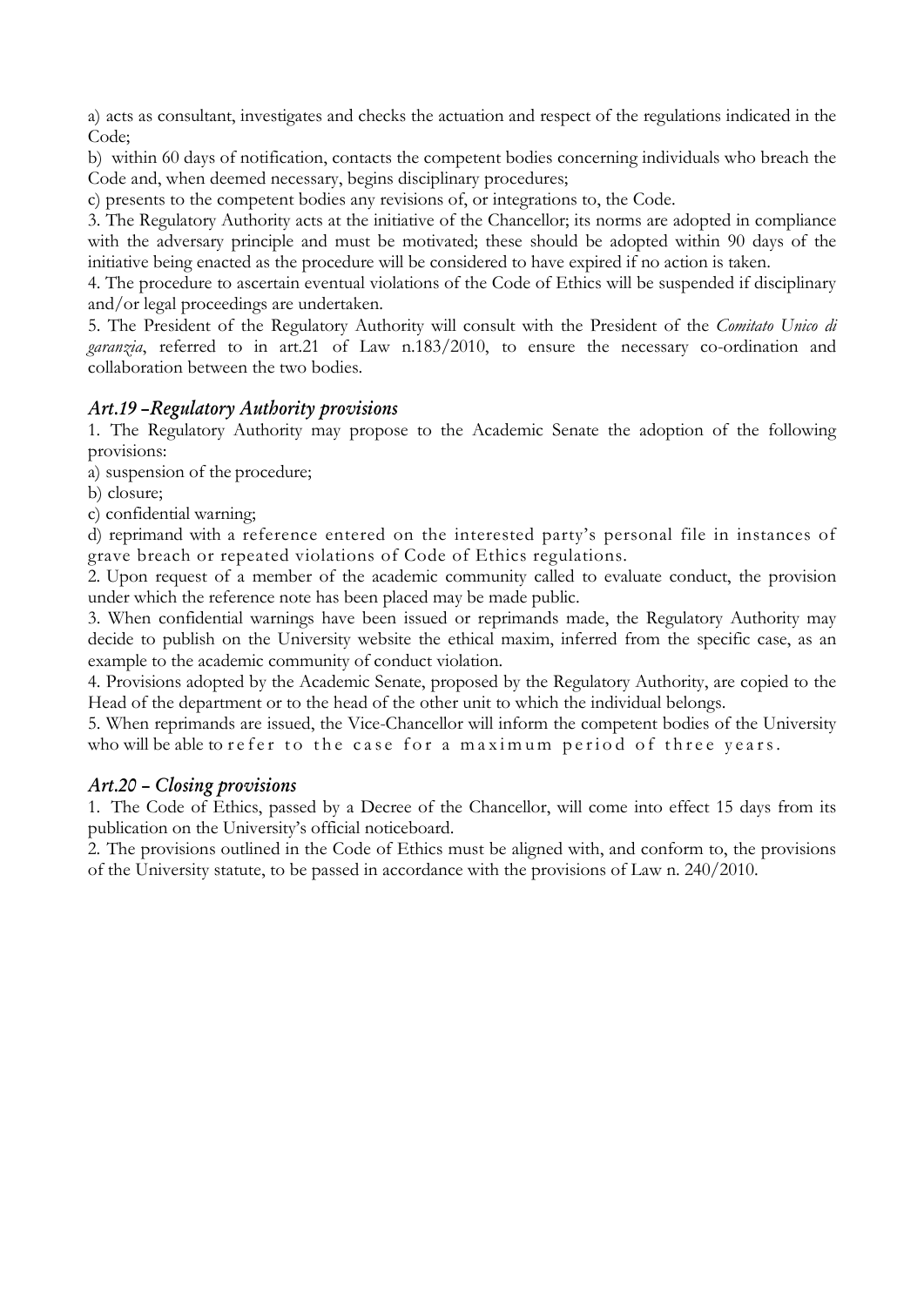a) acts as consultant, investigates and checks the actuation and respect of the regulations indicated in the Code;

b) within 60 days of notification, contacts the competent bodies concerning individuals who breach the Code and, when deemed necessary, begins disciplinary procedures;

c) presents to the competent bodies any revisions of, or integrations to, the Code.

3. The Regulatory Authority acts at the initiative of the Chancellor; its norms are adopted in compliance with the adversary principle and must be motivated; these should be adopted within 90 days of the initiative being enacted as the procedure will be considered to have expired if no action is taken.

4. The procedure to ascertain eventual violations of the Code of Ethics will be suspended if disciplinary and/or legal proceedings are undertaken.

5. The President of the Regulatory Authority will consult with the President of the *Comitato Unico di garanzia*, referred to in art.21 of Law n.183/2010, to ensure the necessary co-ordination and collaboration between the two bodies.

### *Art.19 –Regulatory Authority provisions*

1. The Regulatory Authority may propose to the Academic Senate the adoption of the following provisions:

a) suspension of the procedure;

b) closure;

c) confidential warning;

d) reprimand with a reference entered on the interested party's personal file in instances of grave breach or repeated violations of Code of Ethics regulations.

2. Upon request of a member of the academic community called to evaluate conduct, the provision under which the reference note has been placed may be made public.

3. When confidential warnings have been issued or reprimands made, the Regulatory Authority may decide to publish on the University website the ethical maxim, inferred from the specific case, as an example to the academic community of conduct violation.

4. Provisions adopted by the Academic Senate, proposed by the Regulatory Authority, are copied to the Head of the department or to the head of the other unit to which the individual belongs.

5. When reprimands are issued, the Vice-Chancellor will inform the competent bodies of the University who will be able to refer to the case for a maximum period of three years.

### *Art.20 – Closing provisions*

1. The Code of Ethics, passed by a Decree of the Chancellor, will come into effect 15 days from its publication on the University's official noticeboard.

2. The provisions outlined in the Code of Ethics must be aligned with, and conform to, the provisions of the University statute, to be passed in accordance with the provisions of Law n. 240/2010.